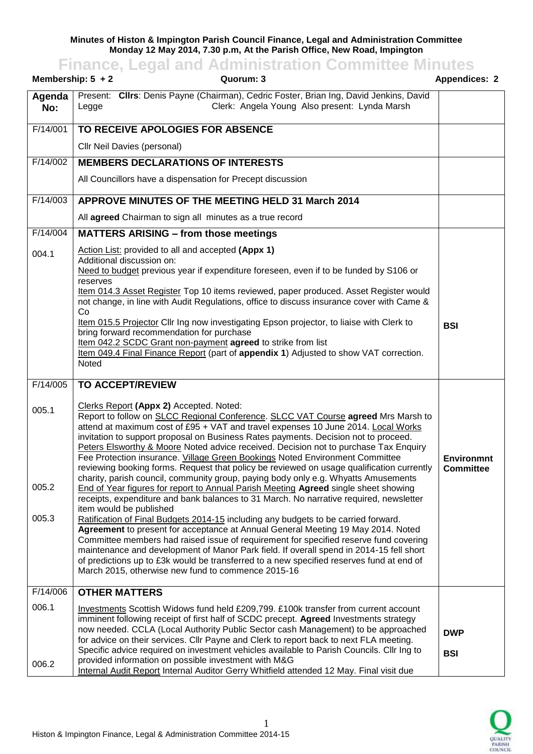**Minutes of Histon & Impington Parish Council Finance, Legal and Administration Committee**
**Monday 12 May 2014, 7.30 p.m, At the Parish Office, New Road, Impington**

# Finance, Legal and Administration Committee Minutes

**Membership: 5 + 2** **Quorum: 3** **Appendices: 2**

| Agenda No: | Present: **Cllrs**: Denis Payne (Chairman), Cedric Foster, Brian Ing, David Jenkins, David Legge Clerk: Angela Young Also present: Lynda Marsh | |
|---|---|---|
| F/14/001 | **TO RECEIVE APOLOGIES FOR ABSENCE**<br>Cllr Neil Davies (personal) | |
| F/14/002 | **MEMBERS DECLARATIONS OF INTERESTS**<br>All Councillors have a dispensation for Precept discussion | |
| F/14/003 | **APPROVE MINUTES OF THE MEETING HELD 31 March 2014**<br>All **agreed** Chairman to sign all minutes as a true record | |
| F/14/004<br>004.1 | **MATTERS ARISING – from those meetings**<br>Action List: provided to all and accepted **(Appx 1)**<br>Additional discussion on:<br>Need to budget previous year if expenditure foreseen, even if to be funded by S106 or reserves<br>Item 014.3 Asset Register Top 10 items reviewed, paper produced. Asset Register would not change, in line with Audit Regulations, office to discuss insurance cover with Came & Co<br>Item 015.5 Projector Cllr Ing now investigating Epson projector, to liaise with Clerk to bring forward recommendation for purchase<br>Item 042.2 SCDC Grant non-payment **agreed** to strike from list<br>Item 049.4 Final Finance Report (part of **appendix 1**) Adjusted to show VAT correction. Noted | BSI |
| F/14/005<br>005.1<br><br>005.2<br><br>005.3 | **TO ACCEPT/REVIEW**<br>Clerks Report **(Appx 2)** Accepted. Noted:<br>Report to follow on SLCC Regional Conference. SLCC VAT Course **agreed** Mrs Marsh to attend at maximum cost of £95 + VAT and travel expenses 10 June 2014. Local Works invitation to support proposal on Business Rates payments. Decision not to proceed. Peters Elsworthy & Moore Noted advice received. Decision not to purchase Tax Enquiry Fee Protection insurance. Village Green Bookings Noted Environment Committee reviewing booking forms. Request that policy be reviewed on usage qualification currently charity, parish council, community group, paying body only e.g. Whyatts Amusements<br>End of Year figures for report to Annual Parish Meeting **Agreed** single sheet showing receipts, expenditure and bank balances to 31 March. No narrative required, newsletter item would be published<br>Ratification of Final Budgets 2014-15 including any budgets to be carried forward. **Agreement** to present for acceptance at Annual General Meeting 19 May 2014. Noted Committee members had raised issue of requirement for specified reserve fund covering maintenance and development of Manor Park field. If overall spend in 2014-15 fell short of predictions up to £3k would be transferred to a new specified reserves fund at end of March 2015, otherwise new fund to commence 2015-16 | **Environmnt Committee** |
| F/14/006<br>006.1<br><br>006.2 | **OTHER MATTERS**<br>Investments Scottish Widows fund held £209,799. £100k transfer from current account imminent following receipt of first half of SCDC precept. **Agreed** Investments strategy now needed. CCLA (Local Authority Public Sector cash Management) to be approached for advice on their services. Cllr Payne and Clerk to report back to next FLA meeting. Specific advice required on investment vehicles available to Parish Councils. Cllr Ing to provided information on possible investment with M&G<br>Internal Audit Report Internal Auditor Gerry Whitfield attended 12 May. Final visit due | DWP<br><br>BSI |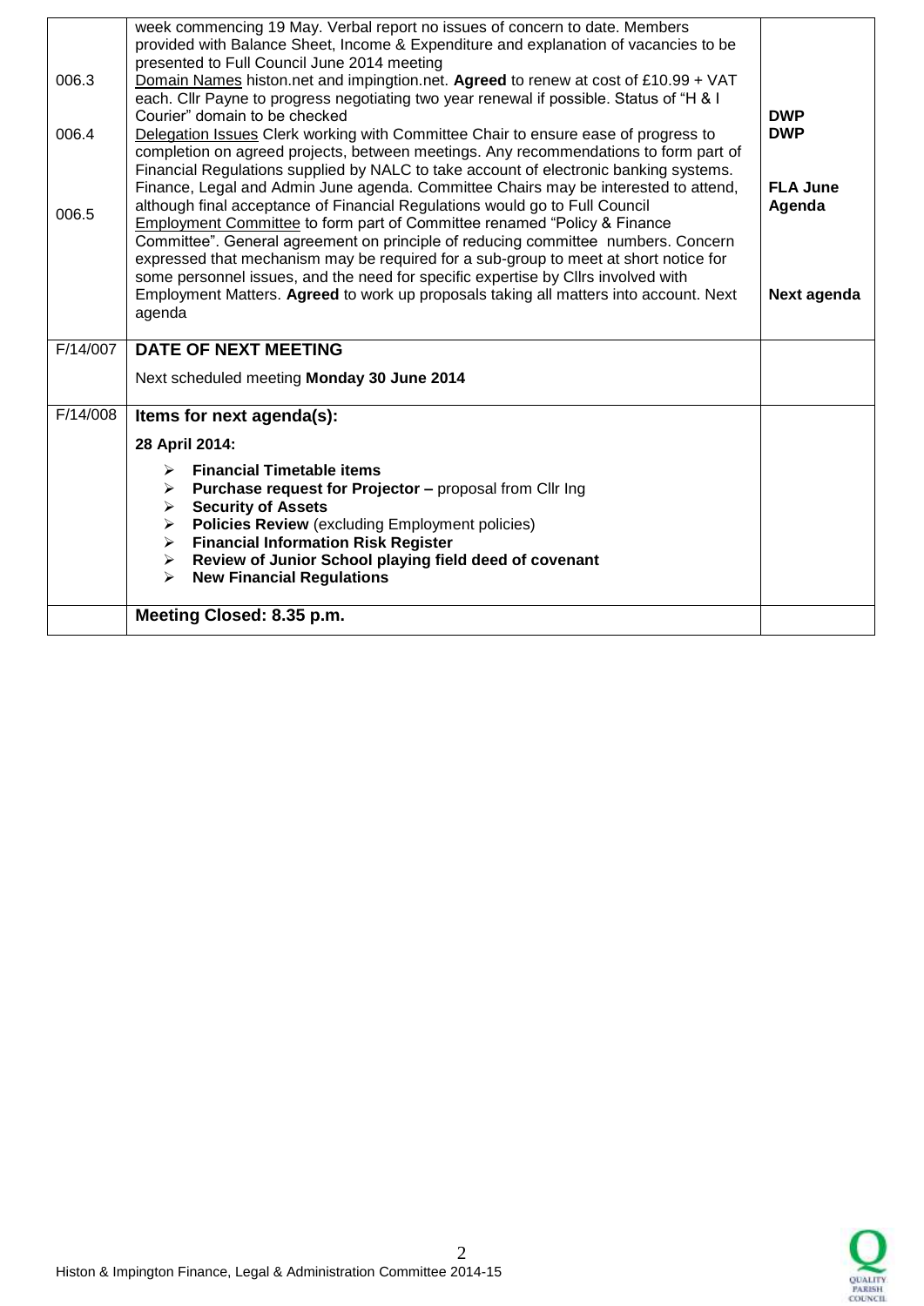| | | |
|---|---|---|
| 006.3<br><br>006.4<br><br>006.5 | week commencing 19 May. Verbal report no issues of concern to date. Members provided with Balance Sheet, Income & Expenditure and explanation of vacancies to be presented to Full Council June 2014 meeting<br>Domain Names histon.net and impingtion.net. **Agreed** to renew at cost of £10.99 + VAT each. Cllr Payne to progress negotiating two year renewal if possible. Status of "H & I Courier" domain to be checked<br>Delegation Issues Clerk working with Committee Chair to ensure ease of progress to completion on agreed projects, between meetings. Any recommendations to form part of Financial Regulations supplied by NALC to take account of electronic banking systems. Finance, Legal and Admin June agenda. Committee Chairs may be interested to attend, although final acceptance of Financial Regulations would go to Full Council<br>Employment Committee to form part of Committee renamed "Policy & Finance Committee". General agreement on principle of reducing committee numbers. Concern expressed that mechanism may be required for a sub-group to meet at short notice for some personnel issues, and the need for specific expertise by Cllrs involved with Employment Matters. **Agreed** to work up proposals taking all matters into account. Next agenda | **DWP**<br>**DWP**<br><br>**FLA June Agenda**<br><br>**Next agenda** |
| F/14/007 | **DATE OF NEXT MEETING**<br><br>Next scheduled meeting **Monday 30 June 2014** | |
| F/14/008 | **Items for next agenda(s):**<br><br>**28 April 2014:**<br><br>➢ **Financial Timetable items**<br>➢ **Purchase request for Projector –** proposal from Cllr Ing<br>➢ **Security of Assets**<br>➢ **Policies Review** (excluding Employment policies)<br>➢ **Financial Information Risk Register**<br>➢ **Review of Junior School playing field deed of covenant**<br>➢ **New Financial Regulations** | |
| | **Meeting Closed: 8.35 p.m.** | |